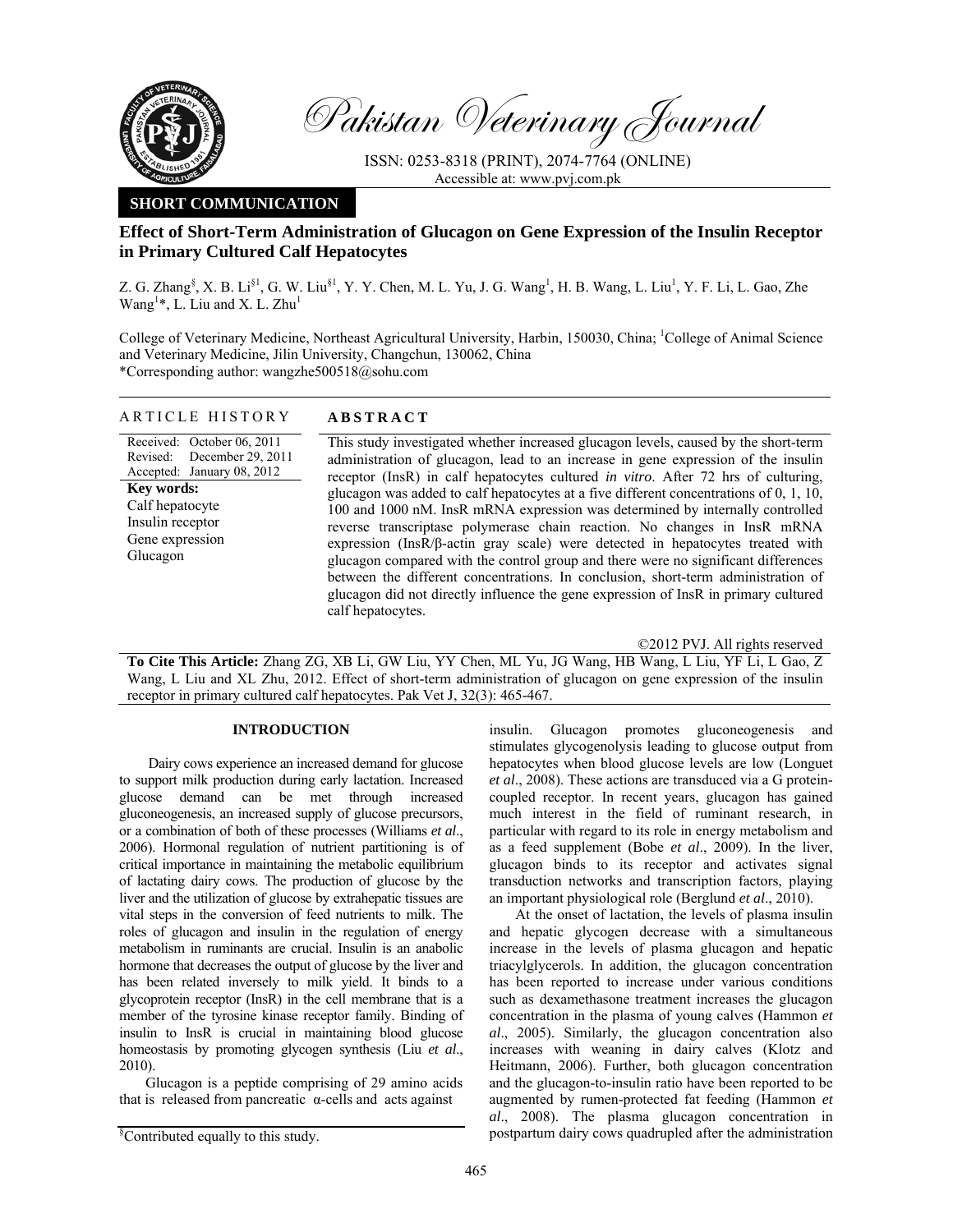**SHORT COMMUNICATION**

# Effect of Short-Term Administration of Glucagon on Gene Expression of the Insulin Receptor in Primary Cultured Calf Hepatocytes

Z. G. Zhang[§], X. B. Li[§1], G. W. Liu[§1], Y. Y. Chen, M. L. Yu, J. G. Wang[1], H. B. Wang, L. Liu[1], Y. F. Li, L. Gao, Zhe Wang[1]*, L. Liu and X. L. Zhu[1]

College of Veterinary Medicine, Northeast Agricultural University, Harbin, 150030, China; [1]College of Animal Science and Veterinary Medicine, Jilin University, Changchun, 130062, China

*Corresponding author: wangzhe500518@sohu.com

## ARTICLE HISTORY

Received: October 06, 2011
Revised: December 29, 2011
Accepted: January 08, 2012

**Key words:**
Calf hepatocyte
Insulin receptor
Gene expression
Glucagon

## ABSTRACT

This study investigated whether increased glucagon levels, caused by the short-term administration of glucagon, lead to an increase in gene expression of the insulin receptor (InsR) in calf hepatocytes cultured *in vitro*. After 72 hrs of culturing, glucagon was added to calf hepatocytes at a five different concentrations of 0, 1, 10, 100 and 1000 nM. InsR mRNA expression was determined by internally controlled reverse transcriptase polymerase chain reaction. No changes in InsR mRNA expression (InsR/β-actin gray scale) were detected in hepatocytes treated with glucagon compared with the control group and there were no significant differences between the different concentrations. In conclusion, short-term administration of glucagon did not directly influence the gene expression of InsR in primary cultured calf hepatocytes.

©2012 PVJ. All rights reserved

**To Cite This Article:** Zhang ZG, XB Li, GW Liu, YY Chen, ML Yu, JG Wang, HB Wang, L Liu, YF Li, L Gao, Z Wang, L Liu and XL Zhu, 2012. Effect of short-term administration of glucagon on gene expression of the insulin receptor in primary cultured calf hepatocytes. Pak Vet J, 32(3): 465-467.

## INTRODUCTION

Dairy cows experience an increased demand for glucose to support milk production during early lactation. Increased glucose demand can be met through increased gluconeogenesis, an increased supply of glucose precursors, or a combination of both of these processes (Williams *et al*., 2006). Hormonal regulation of nutrient partitioning is of critical importance in maintaining the metabolic equilibrium of lactating dairy cows. The production of glucose by the liver and the utilization of glucose by extrahepatic tissues are vital steps in the conversion of feed nutrients to milk. The roles of glucagon and insulin in the regulation of energy metabolism in ruminants are crucial. Insulin is an anabolic hormone that decreases the output of glucose by the liver and has been related inversely to milk yield. It binds to a glycoprotein receptor (InsR) in the cell membrane that is a member of the tyrosine kinase receptor family. Binding of insulin to InsR is crucial in maintaining blood glucose homeostasis by promoting glycogen synthesis (Liu *et al*., 2010).

Glucagon is a peptide comprising of 29 amino acids that is released from pancreatic α-cells and acts against insulin. Glucagon promotes gluconeogenesis and stimulates glycogenolysis leading to glucose output from hepatocytes when blood glucose levels are low (Longuet *et al*., 2008). These actions are transduced via a G protein-coupled receptor. In recent years, glucagon has gained much interest in the field of ruminant research, in particular with regard to its role in energy metabolism and as a feed supplement (Bobe *et al*., 2009). In the liver, glucagon binds to its receptor and activates signal transduction networks and transcription factors, playing an important physiological role (Berglund *et al*., 2010).

At the onset of lactation, the levels of plasma insulin and hepatic glycogen decrease with a simultaneous increase in the levels of plasma glucagon and hepatic triacylglycerols. In addition, the glucagon concentration has been reported to increase under various conditions such as dexamethasone treatment increases the glucagon concentration in the plasma of young calves (Hammon *et al*., 2005). Similarly, the glucagon concentration also increases with weaning in dairy calves (Klotz and Heitmann, 2006). Further, both glucagon concentration and the glucagon-to-insulin ratio have been reported to be augmented by rumen-protected fat feeding (Hammon *et al*., 2008). The plasma glucagon concentration in postpartum dairy cows quadrupled after the administration

[§]Contributed equally to this study.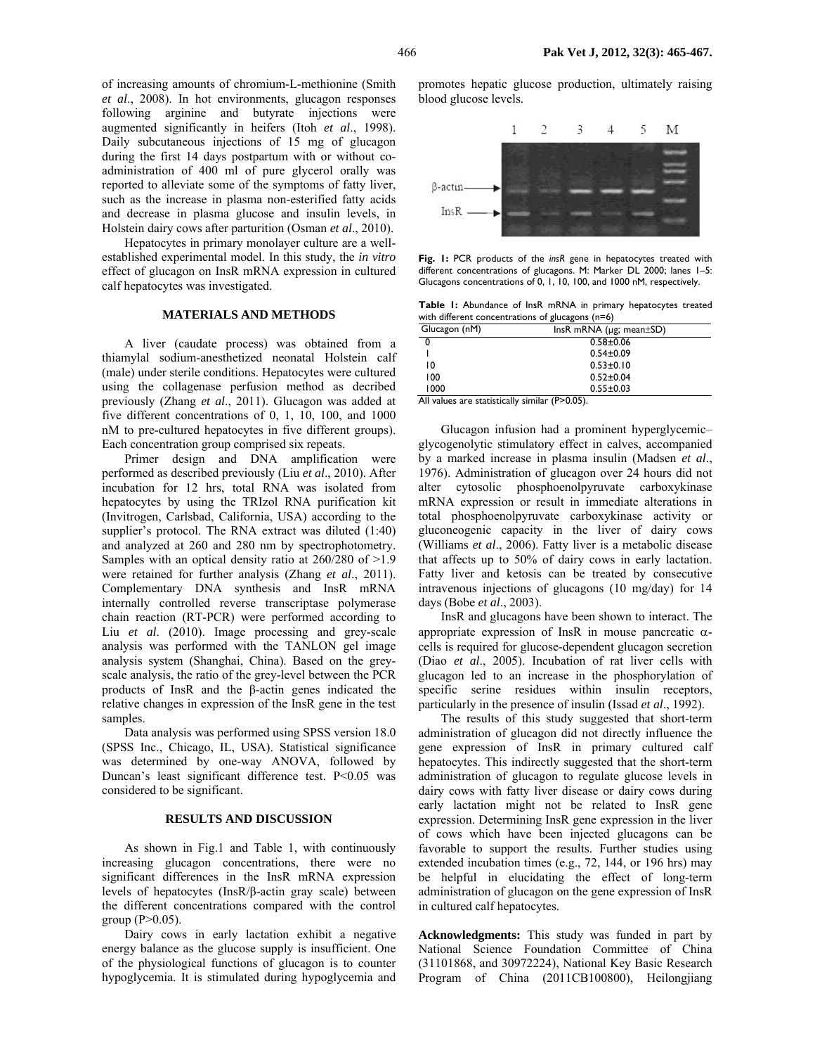of increasing amounts of chromium-L-methionine (Smith *et al*., 2008). In hot environments, glucagon responses following arginine and butyrate injections were augmented significantly in heifers (Itoh *et al*., 1998). Daily subcutaneous injections of 15 mg of glucagon during the first 14 days postpartum with or without co-administration of 400 ml of pure glycerol orally was reported to alleviate some of the symptoms of fatty liver, such as the increase in plasma non-esterified fatty acids and decrease in plasma glucose and insulin levels, in Holstein dairy cows after parturition (Osman *et al*., 2010).

Hepatocytes in primary monolayer culture are a well-established experimental model. In this study, the *in vitro* effect of glucagon on InsR mRNA expression in cultured calf hepatocytes was investigated.

## MATERIALS AND METHODS

A liver (caudate process) was obtained from a thiamylal sodium-anesthetized neonatal Holstein calf (male) under sterile conditions. Hepatocytes were cultured using the collagenase perfusion method as decribed previously (Zhang *et al*., 2011). Glucagon was added at five different concentrations of 0, 1, 10, 100, and 1000 nM to pre-cultured hepatocytes in five different groups). Each concentration group comprised six repeats.

Primer design and DNA amplification were performed as described previously (Liu *et al*., 2010). After incubation for 12 hrs, total RNA was isolated from hepatocytes by using the TRIzol RNA purification kit (Invitrogen, Carlsbad, California, USA) according to the supplier's protocol. The RNA extract was diluted (1:40) and analyzed at 260 and 280 nm by spectrophotometry. Samples with an optical density ratio at 260/280 of >1.9 were retained for further analysis (Zhang *et al*., 2011). Complementary DNA synthesis and InsR mRNA internally controlled reverse transcriptase polymerase chain reaction (RT-PCR) were performed according to Liu *et al*. (2010). Image processing and grey-scale analysis was performed with the TANLON gel image analysis system (Shanghai, China). Based on the grey-scale analysis, the ratio of the grey-level between the PCR products of InsR and the β-actin genes indicated the relative changes in expression of the InsR gene in the test samples.

Data analysis was performed using SPSS version 18.0 (SPSS Inc., Chicago, IL, USA). Statistical significance was determined by one-way ANOVA, followed by Duncan's least significant difference test. $P<0.05$ was considered to be significant.

## RESULTS AND DISCUSSION

As shown in Fig.1 and Table 1, with continuously increasing glucagon concentrations, there were no significant differences in the InsR mRNA expression levels of hepatocytes (InsR/β-actin gray scale) between the different concentrations compared with the control group ($P>0.05$).

Dairy cows in early lactation exhibit a negative energy balance as the glucose supply is insufficient. One of the physiological functions of glucagon is to counter hypoglycemia. It is stimulated during hypoglycemia and promotes hepatic glucose production, ultimately raising blood glucose levels.

**Fig. 1:** PCR products of the *insR* gene in hepatocytes treated with different concentrations of glucagons. M: Marker DL 2000; lanes 1–5: Glucagons concentrations of 0, 1, 10, 100, and 1000 nM, respectively.

**Table 1:** Abundance of InsR mRNA in primary hepatocytes treated with different concentrations of glucagons (n=6)

| Glucagon (nM) | InsR mRNA (μg; mean±SD) |
|---|---|
| 0 | 0.58±0.06 |
| 1 | 0.54±0.09 |
| 10 | 0.53±0.10 |
| 100 | 0.52±0.04 |
| 1000 | 0.55±0.03 |

All values are statistically similar ($P>0.05$).

Glucagon infusion had a prominent hyperglycemic–glycogenolytic stimulatory effect in calves, accompanied by a marked increase in plasma insulin (Madsen *et al*., 1976). Administration of glucagon over 24 hours did not alter cytosolic phosphoenolpyruvate carboxykinase mRNA expression or result in immediate alterations in total phosphoenolpyruvate carboxykinase activity or gluconeogenic capacity in the liver of dairy cows (Williams *et al*., 2006). Fatty liver is a metabolic disease that affects up to 50% of dairy cows in early lactation. Fatty liver and ketosis can be treated by consecutive intravenous injections of glucagons (10 mg/day) for 14 days (Bobe *et al*., 2003).

InsR and glucagons have been shown to interact. The appropriate expression of InsR in mouse pancreatic α-cells is required for glucose-dependent glucagon secretion (Diao *et al*., 2005). Incubation of rat liver cells with glucagon led to an increase in the phosphorylation of specific serine residues within insulin receptors, particularly in the presence of insulin (Issad *et al*., 1992).

The results of this study suggested that short-term administration of glucagon did not directly influence the gene expression of InsR in primary cultured calf hepatocytes. This indirectly suggested that the short-term administration of glucagon to regulate glucose levels in dairy cows with fatty liver disease or dairy cows during early lactation might not be related to InsR gene expression. Determining InsR gene expression in the liver of cows which have been injected glucagons can be favorable to support the results. Further studies using extended incubation times (e.g., 72, 144, or 196 hrs) may be helpful in elucidating the effect of long-term administration of glucagon on the gene expression of InsR in cultured calf hepatocytes.

**Acknowledgments:** This study was funded in part by National Science Foundation Committee of China (31101868, and 30972224), National Key Basic Research Program of China (2011CB100800), Heilongjiang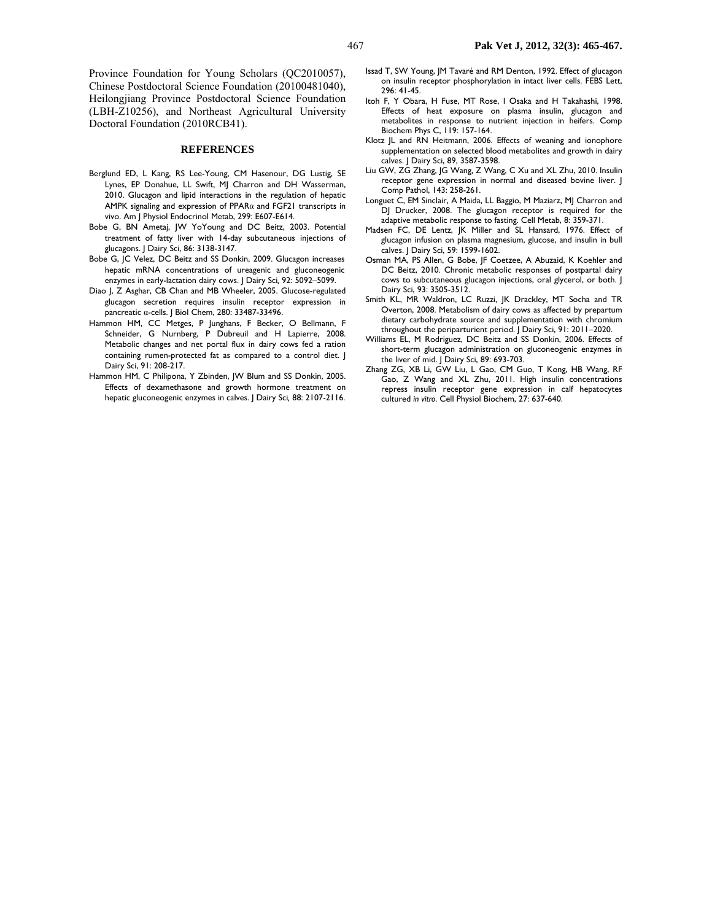Province Foundation for Young Scholars (QC2010057), Chinese Postdoctoral Science Foundation (20100481040), Heilongjiang Province Postdoctoral Science Foundation (LBH-Z10256), and Northeast Agricultural University Doctoral Foundation (2010RCB41).

## REFERENCES

Berglund ED, L Kang, RS Lee-Young, CM Hasenour, DG Lustig, SE Lynes, EP Donahue, LL Swift, MJ Charron and DH Wasserman, 2010. Glucagon and lipid interactions in the regulation of hepatic AMPK signaling and expression of PPARα and FGF21 transcripts in vivo. Am J Physiol Endocrinol Metab, 299: E607-E614.

Bobe G, BN Ametaj, JW YoYoung and DC Beitz, 2003. Potential treatment of fatty liver with 14-day subcutaneous injections of glucagons. J Dairy Sci, 86: 3138-3147.

Bobe G, JC Velez, DC Beitz and SS Donkin, 2009. Glucagon increases hepatic mRNA concentrations of ureagenic and gluconeogenic enzymes in early-lactation dairy cows. J Dairy Sci, 92: 5092–5099.

Diao J, Z Asghar, CB Chan and MB Wheeler, 2005. Glucose-regulated glucagon secretion requires insulin receptor expression in pancreatic α-cells. J Biol Chem, 280: 33487-33496.

Hammon HM, CC Metges, P Junghans, F Becker, O Bellmann, F Schneider, G Nurnberg, P Dubreuil and H Lapierre, 2008. Metabolic changes and net portal flux in dairy cows fed a ration containing rumen-protected fat as compared to a control diet. J Dairy Sci, 91: 208-217.

Hammon HM, C Philipona, Y Zbinden, JW Blum and SS Donkin, 2005. Effects of dexamethasone and growth hormone treatment on hepatic gluconeogenic enzymes in calves. J Dairy Sci, 88: 2107-2116.

Issad T, SW Young, JM Tavaré and RM Denton, 1992. Effect of glucagon on insulin receptor phosphorylation in intact liver cells. FEBS Lett, 296: 41-45.

Itoh F, Y Obara, H Fuse, MT Rose, I Osaka and H Takahashi, 1998. Effects of heat exposure on plasma insulin, glucagon and metabolites in response to nutrient injection in heifers. Comp Biochem Phys C, 119: 157-164.

Klotz JL and RN Heitmann, 2006. Effects of weaning and ionophore supplementation on selected blood metabolites and growth in dairy calves. J Dairy Sci, 89, 3587-3598.

Liu GW, ZG Zhang, JG Wang, Z Wang, C Xu and XL Zhu, 2010. Insulin receptor gene expression in normal and diseased bovine liver. J Comp Pathol, 143: 258-261.

Longuet C, EM Sinclair, A Maida, LL Baggio, M Maziarz, MJ Charron and DJ Drucker, 2008. The glucagon receptor is required for the adaptive metabolic response to fasting. Cell Metab, 8: 359-371.

Madsen FC, DE Lentz, JK Miller and SL Hansard, 1976. Effect of glucagon infusion on plasma magnesium, glucose, and insulin in bull calves. J Dairy Sci, 59: 1599-1602.

Osman MA, PS Allen, G Bobe, JF Coetzee, A Abuzaid, K Koehler and DC Beitz, 2010. Chronic metabolic responses of postpartal dairy cows to subcutaneous glucagon injections, oral glycerol, or both. J Dairy Sci, 93: 3505-3512.

Smith KL, MR Waldron, LC Ruzzi, JK Drackley, MT Socha and TR Overton, 2008. Metabolism of dairy cows as affected by prepartum dietary carbohydrate source and supplementation with chromium throughout the periparturient period. J Dairy Sci, 91: 2011–2020.

Williams EL, M Rodriguez, DC Beitz and SS Donkin, 2006. Effects of short-term glucagon administration on gluconeogenic enzymes in the liver of mid. J Dairy Sci, 89: 693-703.

Zhang ZG, XB Li, GW Liu, L Gao, CM Guo, T Kong, HB Wang, RF Gao, Z Wang and XL Zhu, 2011. High insulin concentrations repress insulin receptor gene expression in calf hepatocytes cultured *in vitro*. Cell Physiol Biochem, 27: 637-640.